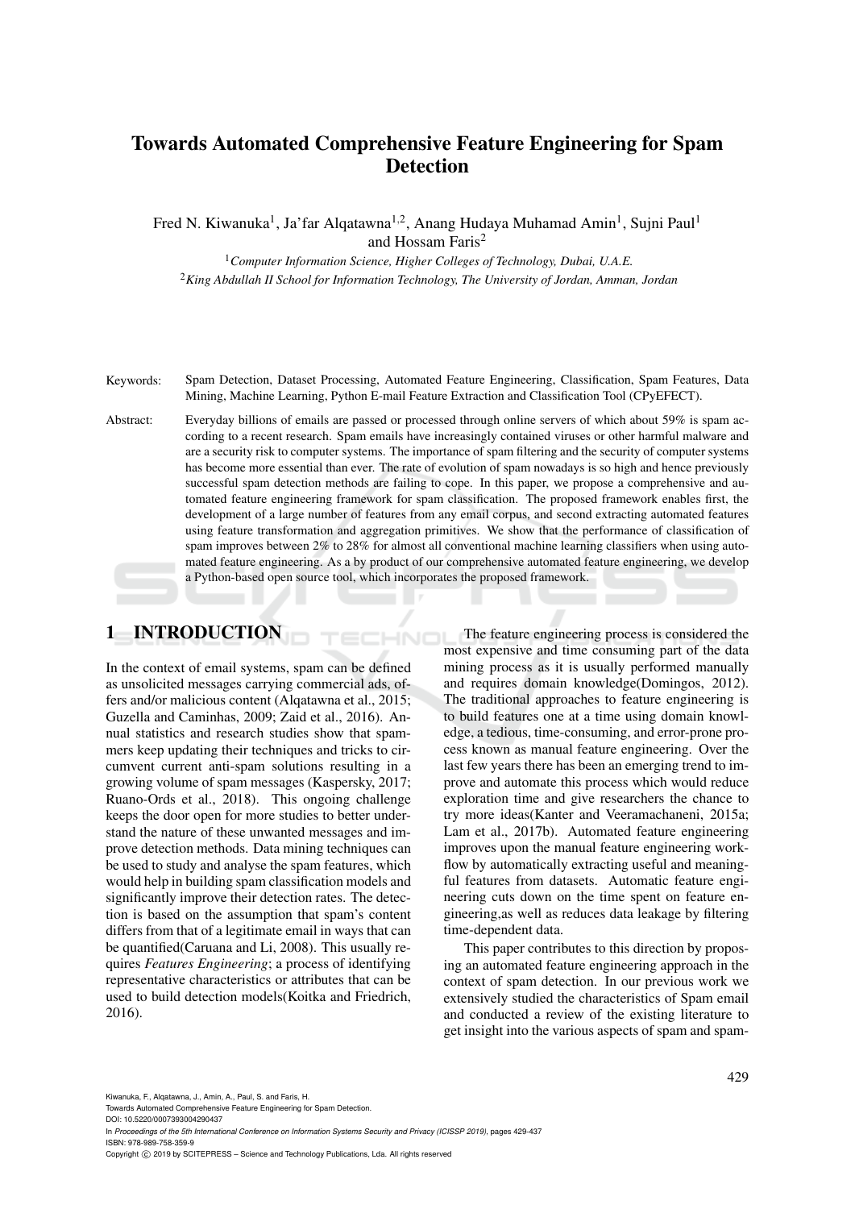# Towards Automated Comprehensive Feature Engineering for Spam Detection

Fred N. Kiwanuka[1], Ja'far Alqatawna[1,2], Anang Hudaya Muhamad Amin[1], Sujni Paul[1] and Hossam Faris[2]

[1]*Computer Information Science, Higher Colleges of Technology, Dubai, U.A.E.*

[2]*King Abdullah II School for Information Technology, The University of Jordan, Amman, Jordan*

Keywords: Spam Detection, Dataset Processing, Automated Feature Engineering, Classification, Spam Features, Data Mining, Machine Learning, Python E-mail Feature Extraction and Classification Tool (CPyEFECT).

Abstract: Everyday billions of emails are passed or processed through online servers of which about 59% is spam according to a recent research. Spam emails have increasingly contained viruses or other harmful malware and are a security risk to computer systems. The importance of spam filtering and the security of computer systems has become more essential than ever. The rate of evolution of spam nowadays is so high and hence previously successful spam detection methods are failing to cope. In this paper, we propose a comprehensive and automated feature engineering framework for spam classification. The proposed framework enables first, the development of a large number of features from any email corpus, and second extracting automated features using feature transformation and aggregation primitives. We show that the performance of classification of spam improves between 2% to 28% for almost all conventional machine learning classifiers when using automated feature engineering. As a by product of our comprehensive automated feature engineering, we develop a Python-based open source tool, which incorporates the proposed framework.

## 1 INTRODUCTION

In the context of email systems, spam can be defined as unsolicited messages carrying commercial ads, offers and/or malicious content (Alqatawna et al., 2015; Guzella and Caminhas, 2009; Zaid et al., 2016). Annual statistics and research studies show that spammers keep updating their techniques and tricks to circumvent current anti-spam solutions resulting in a growing volume of spam messages (Kaspersky, 2017; Ruano-Ords et al., 2018). This ongoing challenge keeps the door open for more studies to better understand the nature of these unwanted messages and improve detection methods. Data mining techniques can be used to study and analyse the spam features, which would help in building spam classification models and significantly improve their detection rates. The detection is based on the assumption that spam's content differs from that of a legitimate email in ways that can be quantified(Caruana and Li, 2008). This usually requires *Features Engineering*; a process of identifying representative characteristics or attributes that can be used to build detection models(Koitka and Friedrich, 2016).

The feature engineering process is considered the most expensive and time consuming part of the data mining process as it is usually performed manually and requires domain knowledge(Domingos, 2012). The traditional approaches to feature engineering is to build features one at a time using domain knowledge, a tedious, time-consuming, and error-prone process known as manual feature engineering. Over the last few years there has been an emerging trend to improve and automate this process which would reduce exploration time and give researchers the chance to try more ideas(Kanter and Veeramachaneni, 2015a; Lam et al., 2017b). Automated feature engineering improves upon the manual feature engineering workflow by automatically extracting useful and meaningful features from datasets. Automatic feature engineering cuts down on the time spent on feature engineering,as well as reduces data leakage by filtering time-dependent data.

This paper contributes to this direction by proposing an automated feature engineering approach in the context of spam detection. In our previous work we extensively studied the characteristics of Spam email and conducted a review of the existing literature to get insight into the various aspects of spam and spam-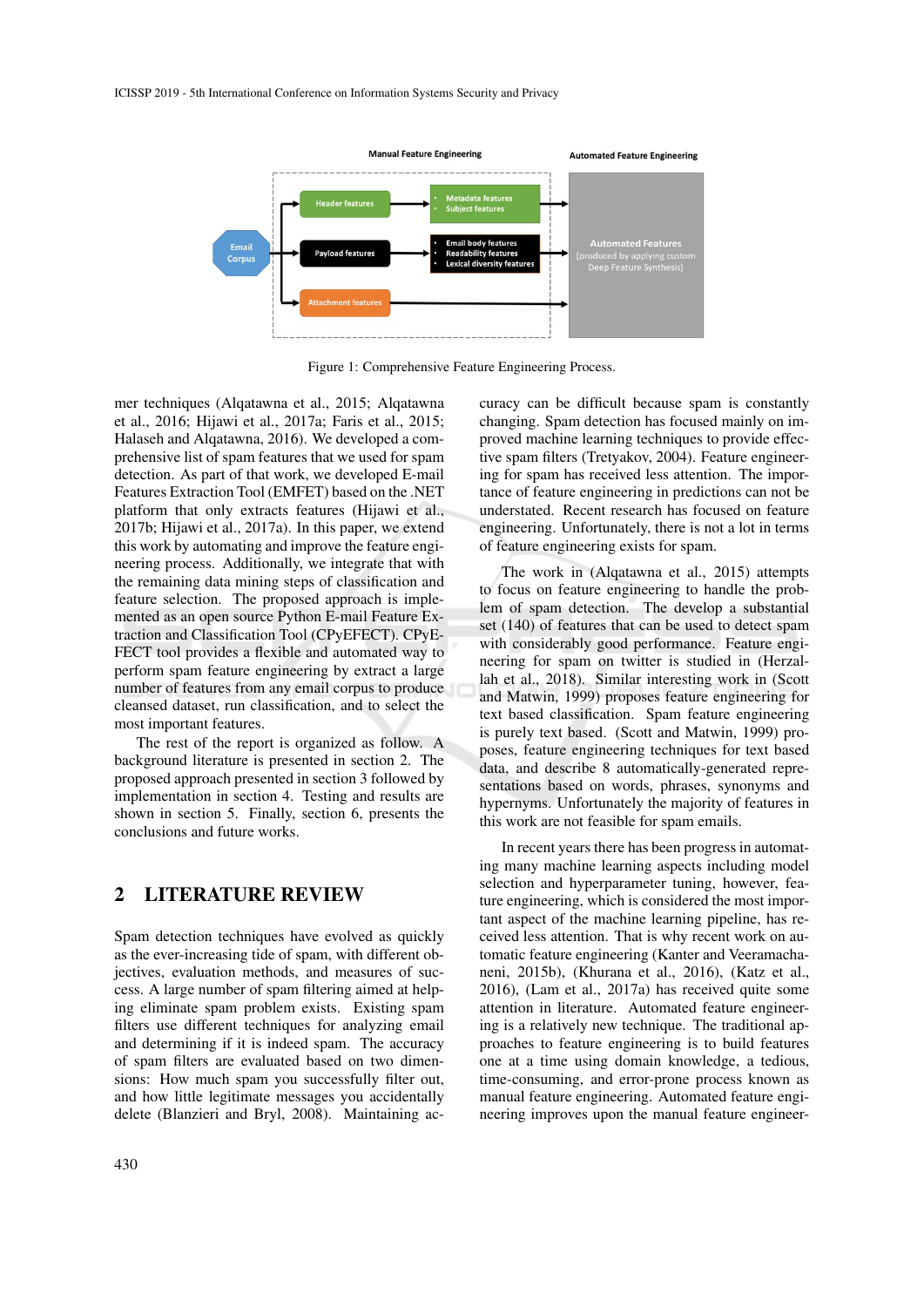Figure 1: Comprehensive Feature Engineering Process.

mer techniques (Alqatawna et al., 2015; Alqatawna et al., 2016; Hijawi et al., 2017a; Faris et al., 2015; Halaseh and Alqatawna, 2016). We developed a comprehensive list of spam features that we used for spam detection. As part of that work, we developed E-mail Features Extraction Tool (EMFET) based on the .NET platform that only extracts features (Hijawi et al., 2017b; Hijawi et al., 2017a). In this paper, we extend this work by automating and improve the feature engineering process. Additionally, we integrate that with the remaining data mining steps of classification and feature selection. The proposed approach is implemented as an open source Python E-mail Feature Extraction and Classification Tool (CPyEFECT). CPyEFECT tool provides a flexible and automated way to perform spam feature engineering by extract a large number of features from any email corpus to produce cleansed dataset, run classification, and to select the most important features.

The rest of the report is organized as follow. A background literature is presented in section 2. The proposed approach presented in section 3 followed by implementation in section 4. Testing and results are shown in section 5. Finally, section 6, presents the conclusions and future works.

## 2 LITERATURE REVIEW

Spam detection techniques have evolved as quickly as the ever-increasing tide of spam, with different objectives, evaluation methods, and measures of success. A large number of spam filtering aimed at helping eliminate spam problem exists. Existing spam filters use different techniques for analyzing email and determining if it is indeed spam. The accuracy of spam filters are evaluated based on two dimensions: How much spam you successfully filter out, and how little legitimate messages you accidentally delete (Blanzieri and Bryl, 2008). Maintaining accuracy can be difficult because spam is constantly changing. Spam detection has focused mainly on improved machine learning techniques to provide effective spam filters (Tretyakov, 2004). Feature engineering for spam has received less attention. The importance of feature engineering in predictions can not be understated. Recent research has focused on feature engineering. Unfortunately, there is not a lot in terms of feature engineering exists for spam.

The work in (Alqatawna et al., 2015) attempts to focus on feature engineering to handle the problem of spam detection. The develop a substantial set (140) of features that can be used to detect spam with considerably good performance. Feature engineering for spam on twitter is studied in (Herzallah et al., 2018). Similar interesting work in (Scott and Matwin, 1999) proposes feature engineering for text based classification. Spam feature engineering is purely text based. (Scott and Matwin, 1999) proposes, feature engineering techniques for text based data, and describe 8 automatically-generated representations based on words, phrases, synonyms and hypernyms. Unfortunately the majority of features in this work are not feasible for spam emails.

In recent years there has been progress in automating many machine learning aspects including model selection and hyperparameter tuning, however, feature engineering, which is considered the most important aspect of the machine learning pipeline, has received less attention. That is why recent work on automatic feature engineering (Kanter and Veeramachaneni, 2015b), (Khurana et al., 2016), (Katz et al., 2016), (Lam et al., 2017a) has received quite some attention in literature. Automated feature engineering is a relatively new technique. The traditional approaches to feature engineering is to build features one at a time using domain knowledge, a tedious, time-consuming, and error-prone process known as manual feature engineering. Automated feature engineering improves upon the manual feature engineer-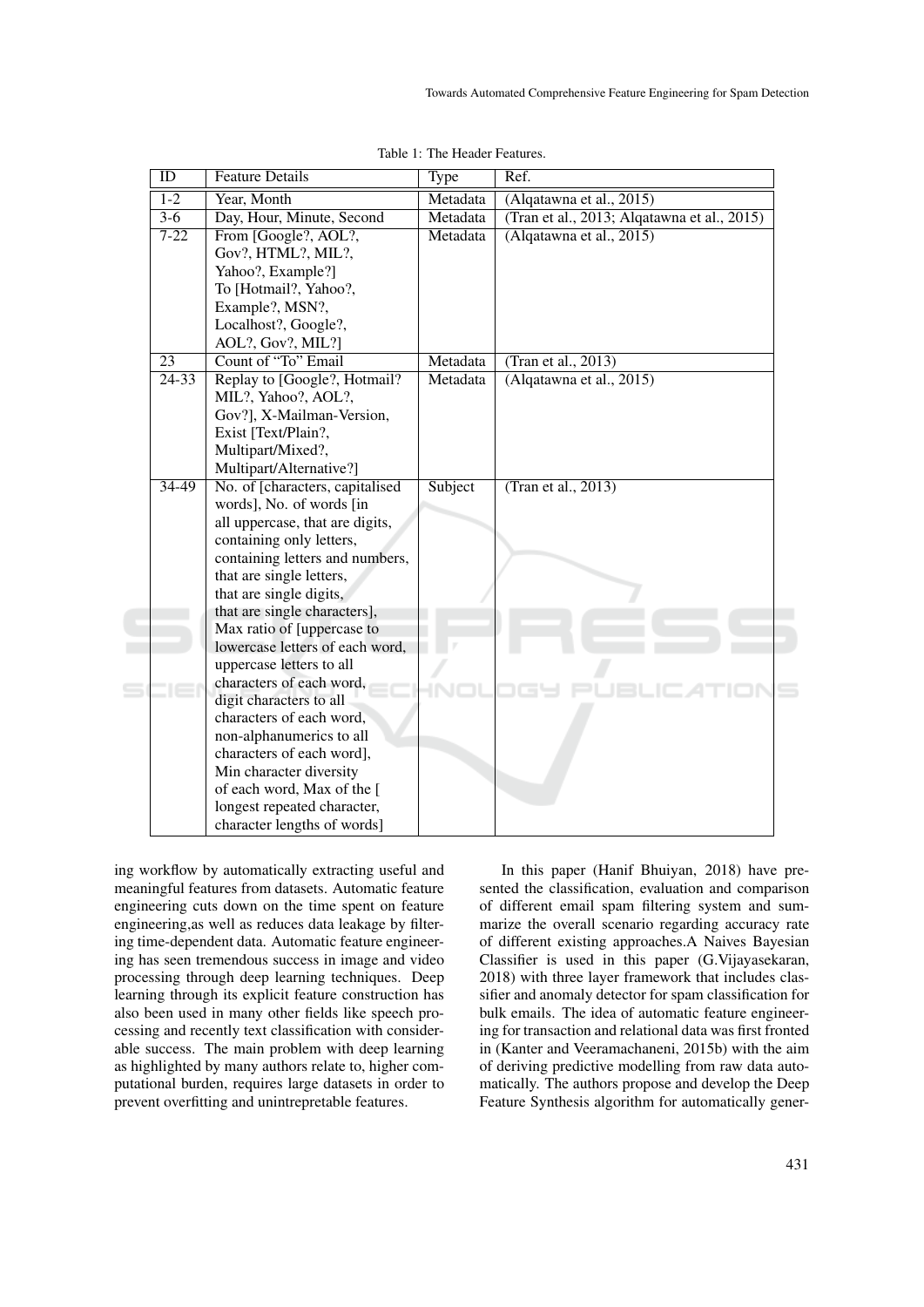Table 1: The Header Features.

| ID | Feature Details | Type | Ref. |
|---|---|---|---|
| 1-2 | Year, Month | Metadata | (Alqatawna et al., 2015) |
| 3-6 | Day, Hour, Minute, Second | Metadata | (Tran et al., 2013; Alqatawna et al., 2015) |
| 7-22 | From [Google?, AOL?, Gov?, HTML?, MIL?, Yahoo?, Example?] To [Hotmail?, Yahoo?, Example?, MSN?, Localhost?, Google?, AOL?, Gov?, MIL?] | Metadata | (Alqatawna et al., 2015) |
| 23 | Count of "To" Email | Metadata | (Tran et al., 2013) |
| 24-33 | Replay to [Google?, Hotmail? MIL?, Yahoo?, AOL?, Gov?], X-Mailman-Version, Exist [Text/Plain?, Multipart/Mixed?, Multipart/Alternative?] | Metadata | (Alqatawna et al., 2015) |
| 34-49 | No. of [characters, capitalised words], No. of words [in all uppercase, that are digits, containing only letters, containing letters and numbers, that are single letters, that are single digits, that are single characters], Max ratio of [uppercase to lowercase letters of each word, uppercase letters to all characters of each word, digit characters to all characters of each word, non-alphanumerics to all characters of each word], Min character diversity of each word, Max of the [ longest repeated character, character lengths of words] | Subject | (Tran et al., 2013) |

ing workflow by automatically extracting useful and meaningful features from datasets. Automatic feature engineering cuts down on the time spent on feature engineering,as well as reduces data leakage by filtering time-dependent data. Automatic feature engineering has seen tremendous success in image and video processing through deep learning techniques. Deep learning through its explicit feature construction has also been used in many other fields like speech processing and recently text classification with considerable success. The main problem with deep learning as highlighted by many authors relate to, higher computational burden, requires large datasets in order to prevent overfitting and unintrepretable features.

In this paper (Hanif Bhuiyan, 2018) have presented the classification, evaluation and comparison of different email spam filtering system and summarize the overall scenario regarding accuracy rate of different existing approaches.A Naives Bayesian Classifier is used in this paper (G.Vijayasekaran, 2018) with three layer framework that includes classifier and anomaly detector for spam classification for bulk emails. The idea of automatic feature engineering for transaction and relational data was first fronted in (Kanter and Veeramachaneni, 2015b) with the aim of deriving predictive modelling from raw data automatically. The authors propose and develop the Deep Feature Synthesis algorithm for automatically gener-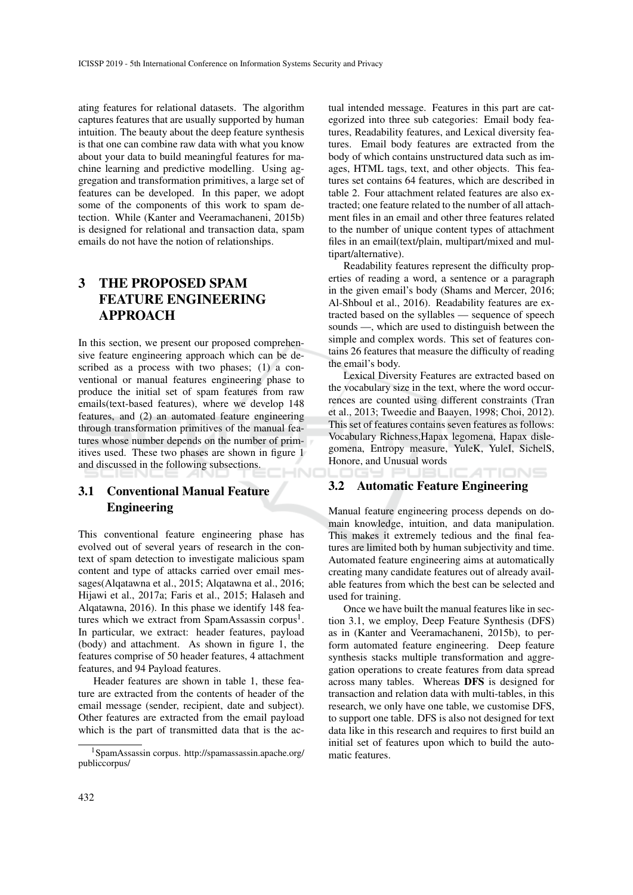ating features for relational datasets. The algorithm captures features that are usually supported by human intuition. The beauty about the deep feature synthesis is that one can combine raw data with what you know about your data to build meaningful features for machine learning and predictive modelling. Using aggregation and transformation primitives, a large set of features can be developed. In this paper, we adopt some of the components of this work to spam detection. While (Kanter and Veeramachaneni, 2015b) is designed for relational and transaction data, spam emails do not have the notion of relationships.

# 3 THE PROPOSED SPAM FEATURE ENGINEERING APPROACH

In this section, we present our proposed comprehensive feature engineering approach which can be described as a process with two phases; (1) a conventional or manual features engineering phase to produce the initial set of spam features from raw emails(text-based features), where we develop 148 features, and (2) an automated feature engineering through transformation primitives of the manual features whose number depends on the number of primitives used. These two phases are shown in figure 1 and discussed in the following subsections.

## 3.1 Conventional Manual Feature Engineering

This conventional feature engineering phase has evolved out of several years of research in the context of spam detection to investigate malicious spam content and type of attacks carried over email messages(Alqatawna et al., 2015; Alqatawna et al., 2016; Hijawi et al., 2017a; Faris et al., 2015; Halaseh and Alqatawna, 2016). In this phase we identify 148 features which we extract from SpamAssassin corpus[1]. In particular, we extract: header features, payload (body) and attachment. As shown in figure 1, the features comprise of 50 header features, 4 attachment features, and 94 Payload features.

Header features are shown in table 1, these feature are extracted from the contents of header of the email message (sender, recipient, date and subject). Other features are extracted from the email payload which is the part of transmitted data that is the actual intended message. Features in this part are categorized into three sub categories: Email body features, Readability features, and Lexical diversity features. Email body features are extracted from the body of which contains unstructured data such as images, HTML tags, text, and other objects. This features set contains 64 features, which are described in table 2. Four attachment related features are also extracted; one feature related to the number of all attachment files in an email and other three features related to the number of unique content types of attachment files in an email(text/plain, multipart/mixed and multipart/alternative).

Readability features represent the difficulty properties of reading a word, a sentence or a paragraph in the given email's body (Shams and Mercer, 2016; Al-Shboul et al., 2016). Readability features are extracted based on the syllables — sequence of speech sounds —, which are used to distinguish between the simple and complex words. This set of features contains 26 features that measure the difficulty of reading the email's body.

Lexical Diversity Features are extracted based on the vocabulary size in the text, where the word occurrences are counted using different constraints (Tran et al., 2013; Tweedie and Baayen, 1998; Choi, 2012). This set of features contains seven features as follows: Vocabulary Richness,Hapax legomena, Hapax dislegomena, Entropy measure, YuleK, YuleI, SichelS, Honore, and Unusual words

## 3.2 Automatic Feature Engineering

Manual feature engineering process depends on domain knowledge, intuition, and data manipulation. This makes it extremely tedious and the final features are limited both by human subjectivity and time. Automated feature engineering aims at automatically creating many candidate features out of already available features from which the best can be selected and used for training.

Once we have built the manual features like in section 3.1, we employ, Deep Feature Synthesis (DFS) as in (Kanter and Veeramachaneni, 2015b), to perform automated feature engineering. Deep feature synthesis stacks multiple transformation and aggregation operations to create features from data spread across many tables. Whereas **DFS** is designed for transaction and relation data with multi-tables, in this research, we only have one table, we customise DFS, to support one table. DFS is also not designed for text data like in this research and requires to first build an initial set of features upon which to build the automatic features.

[1] SpamAssassin corpus. http://spamassassin.apache.org/publiccorpus/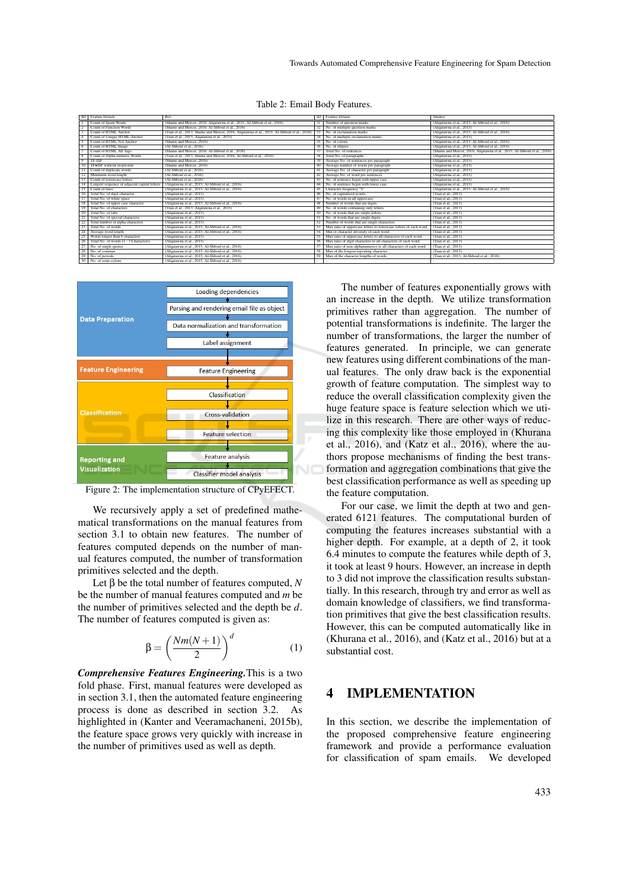Table 2: Email Body Features.

| ID | Feature Details | Ref | ID | Feature Details | Studies |
|---|---|---|---|---|---|
| 1 | Count of Spam Words | (Shams and Mercer, 2016; Alqatawna et al., 2015; Al-Shboul et al., 2016) | 31 | Number of question marks | (Alqatawna et al., 2015; Al-Shboul et al., 2016) |
| 2 | Count of Function Words | (Shams and Mercer, 2016; Al-Shboul et al., 2016) | 32 | No. of multiple question marks | (Alqatawna et al., 2015) |
| 3 | Count of HTML Anchor | (Tran et al., 2013; Shams and Mercer, 2016; Alqatawna et al., 2015; Al-Shboul et al., 2016) | 33 | No. of exclamation marks | (Alqatawna et al., 2015; Al-Shboul et al., 2016) |
| 4 | Count of Unique HTML Anchor | (Tran et al., 2013; Alqatawna et al., 2015) | 34 | No. of multiple exclamation marks | (Alqatawna et al., 2015) |
| 5 | Count of HTML Not Anchor | (Shams and Mercer, 2016) | 35 | No. of colons | (Alqatawna et al., 2015; Al-Shboul et al., 2016) |
| 6 | Count of HTML Image | (Al-Shboul et al., 2016) | 36 | No. of ellipsis | (Alqatawna et al., 2015; Al-Shboul et al., 2016) |
| 7 | Count of HTML All Tags | (Shams and Mercer, 2016; Al-Shboul et al., 2016) | 37 | Total No. of sentences | (Shams and Mercer, 2016; Alqatawna et al., 2015; Al-Shboul et al., 2016) |
| 8 | Count of Alpha-numeric Words | (Tran et al., 2013; Shams and Mercer, 2016; Al-Shboul et al., 2016) | 38 | Total No. of paragraphs | (Alqatawna et al., 2015) |
| 9 | TF-ISF | (Shams and Mercer, 2016) | 39 | Average No. of sentences per paragraph | (Alqatawna et al., 2015) |
| 10 | TF-ISF without stopwords | (Shams and Mercer, 2016) | 40 | Average number of words per paragraph | (Alqatawna et al., 2015) |
| 11 | Count of duplicate words | (Al-Shboul et al., 2016) | 41 | Average No. of character per paragraph | (Alqatawna et al., 2015) |
| 12 | Minimum word length | (Al-Shboul et al., 2016) | 42 | Average No. of word per sentences | (Alqatawna et al., 2015) |
| 13 | Count of lowercase letters | (Al-Shboul et al., 2016) | 43 | No. of sentence begin with upper case | (Alqatawna et al., 2015) |
| 14 | Longest sequence of adjacent capital letters | (Alqatawna et al., 2015; Al-Shboul et al., 2016) | 44 | No. of sentence begin with lower case | (Alqatawna et al., 2015) |
| 15 | Count of lines | (Alqatawna et al., 2015; Al-Shboul et al., 2016) | 45 | Character frequency "$" | (Alqatawna et al., 2015; Al-Shboul et al., 2016) |
| 16 | Total No. of digit character | (Alqatawna et al., 2015) | 46 | No. of capitalized words | (Tran et al., 2013) |
| 17 | Total No. of white space | (Alqatawna et al., 2015) | 47 | No. of words in all uppercase | (Tran et al., 2013) |
| 18 | Total No. of upper case character | (Alqatawna et al., 2015; Al-Shboul et al., 2016) | 48 | Number of words that are digits | (Tran et al., 2013) |
| 19 | Total No. of characters | (Tran et al., 2013; Alqatawna et al., 2015) | 49 | No. of words containing only letters | (Tran et al., 2013) |
| 20 | Total No. of tabs | (Alqatawna et al., 2015) | 50 | No. of words that are single letters | (Tran et al., 2013) |
| 21 | Total No. of special characters | (Alqatawna et al., 2015) | 51 | No. of words that are single digits | (Tran et al., 2013) |
| 22 | Total number of alpha characters | (Alqatawna et al., 2015) | 52 | Number of words that are single characters | (Tran et al., 2013) |
| 23 | Total No. of words | (Alqatawna et al., 2015; Al-Shboul et al., 2016) | 53 | Max ratio of uppercase letters to lowercase letters of each word | (Tran et al., 2013) |
| 24 | Average word length | (Alqatawna et al., 2015; Al-Shboul et al., 2016) | 54 | Min of character diversity of each word | (Tran et al., 2013) |
| 25 | Words longer than 6 characters | (Alqatawna et al., 2015) | 55 | Max ratio of uppercase letters to all characters of each word | (Tran et al., 2013) |
| 26 | Total No. of words (1 - 3 Characters) | (Alqatawna et al., 2015) | 56 | Max ratio of digit characters to all characters of each word | (Tran et al., 2013) |
| 27 | No. of single quotes | (Alqatawna et al., 2015; Al-Shboul et al., 2016) | 57 | Max ratio of non-alphanumerics to all characters of each word | (Tran et al., 2013) |
| 28 | No. of commas | (Alqatawna et al., 2015; Al-Shboul et al., 2016) | 58 | Max of the longest repeating character | (Tran et al., 2013) |
| 29 | No. of periods | (Alqatawna et al., 2015; Al-Shboul et al., 2016) | 59 | Max of the character lengths of words | (Tran et al., 2013; Al-Shboul et al., 2016) |
| 30 | No. of semi-colons | (Alqatawna et al., 2015; Al-Shboul et al., 2016) | - | - | - |

| Stage | Steps |
|---|---|
| Data Preparation | Loading dependencies → Parsing and rendering email file as object → Data normalization and transformation → Label assignment |
| Feature Engineering | Feature Engineering |
| Classification | Classification → Cross-validation → Feature selection |
| Reporting and Visualization | Feature analysis → Classifier model analysis |

Figure 2: The implementation structure of CPyEFECT.

We recursively apply a set of predefined mathematical transformations on the manual features from section 3.1 to obtain new features. The number of features computed depends on the number of manual features computed, the number of transformation primitives selected and the depth.

Let β be the total number of features computed, $N$ be the number of manual features computed and $m$ be the number of primitives selected and the depth be $d$. The number of features computed is given as:

$$\beta = \left( \frac{Nm(N+1)}{2} \right)^{d} \tag{1}$$

***Comprehensive Features Engineering.*** This is a two fold phase. First, manual features were developed as in section 3.1, then the automated feature engineering process is done as described in section 3.2. As highlighted in (Kanter and Veeramachaneni, 2015b), the feature space grows very quickly with increase in the number of primitives used as well as depth.

The number of features exponentially grows with an increase in the depth. We utilize transformation primitives rather than aggregation. The number of potential transformations is indefinite. The larger the number of transformations, the larger the number of features generated. In principle, we can generate new features using different combinations of the manual features. The only draw back is the exponential growth of feature computation. The simplest way to reduce the overall classification complexity given the huge feature space is feature selection which we utilize in this research. There are other ways of reducing this complexity like those employed in (Khurana et al., 2016), and (Katz et al., 2016), where the authors propose mechanisms of finding the best transformation and aggregation combinations that give the best classification performance as well as speeding up the feature computation.

For our case, we limit the depth at two and generated 6121 features. The computational burden of computing the features increases substantial with a higher depth. For example, at a depth of 2, it took 6.4 minutes to compute the features while depth of 3, it took at least 9 hours. However, an increase in depth to 3 did not improve the classification results substantially. In this research, through try and error as well as domain knowledge of classifiers, we find transformation primitives that give the best classification results. However, this can be computed automatically like in (Khurana et al., 2016), and (Katz et al., 2016) but at a substantial cost.

## 4 IMPLEMENTATION

In this section, we describe the implementation of the proposed comprehensive feature engineering framework and provide a performance evaluation for classification of spam emails. We developed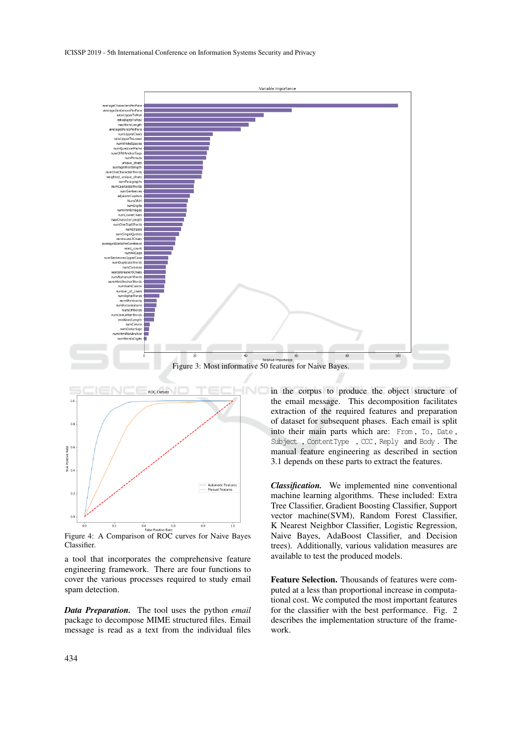Figure 3: Most informative 50 features for Naive Bayes.

Figure 4: A Comparison of ROC curves for Naive Bayes Classifier.

a tool that incorporates the comprehensive feature engineering framework. There are four functions to cover the various processes required to study email spam detection.

***Data Preparation.*** The tool uses the python *email* package to decompose MIME structured files. Email message is read as a text from the individual files in the corpus to produce the object structure of the email message. This decomposition facilitates extraction of the required features and preparation of dataset for subsequent phases. Each email is split into their main parts which are: `From`, `To`, `Date`, `Subject`, `ContentType`, `CCC`, `Reply` and `Body`. The manual feature engineering as described in section 3.1 depends on these parts to extract the features.

***Classification.*** We implemented nine conventional machine learning algorithms. These included: Extra Tree Classifier, Gradient Boosting Classifier, Support vector machine(SVM), Random Forest Classifier, K Nearest Neighbor Classifier, Logistic Regression, Naive Bayes, AdaBoost Classifier, and Decision trees). Additionally, various validation measures are available to test the produced models.

**Feature Selection.** Thousands of features were computed at a less than proportional increase in computational cost. We computed the most important features for the classifier with the best performance. Fig. 2 describes the implementation structure of the framework.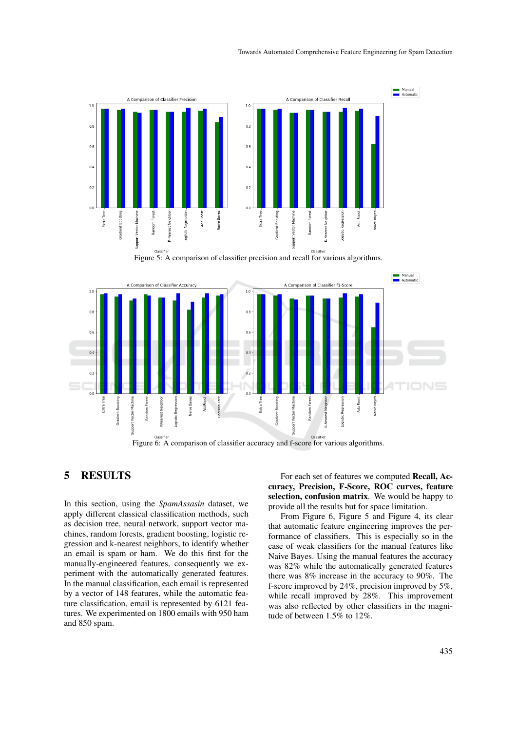Figure 5: A comparison of classifier precision and recall for various algorithms.

Figure 6: A comparison of classifier accuracy and f-score for various algorithms.

## 5 RESULTS

In this section, using the *SpamAssasin* dataset, we apply different classical classification methods, such as decision tree, neural network, support vector machines, random forests, gradient boosting, logistic regression and k-nearest neighbors, to identify whether an email is spam or ham. We do this first for the manually-engineered features, consequently we experiment with the automatically generated features. In the manual classification, each email is represented by a vector of 148 features, while the automatic feature classification, email is represented by 6121 features. We experimented on 1800 emails with 950 ham and 850 spam.

For each set of features we computed **Recall, Accuracy, Precision, F-Score, ROC curves, feature selection, confusion matrix**. We would be happy to provide all the results but for space limitation.

From Figure 6, Figure 5 and Figure 4, its clear that automatic feature engineering improves the performance of classifiers. This is especially so in the case of weak classifiers for the manual features like Naive Bayes. Using the manual features the accuracy was 82% while the automatically generated features there was 8% increase in the accuracy to 90%. The f-score improved by 24%, precision improved by 5%, while recall improved by 28%. This improvement was also reflected by other classifiers in the magnitude of between 1.5% to 12%.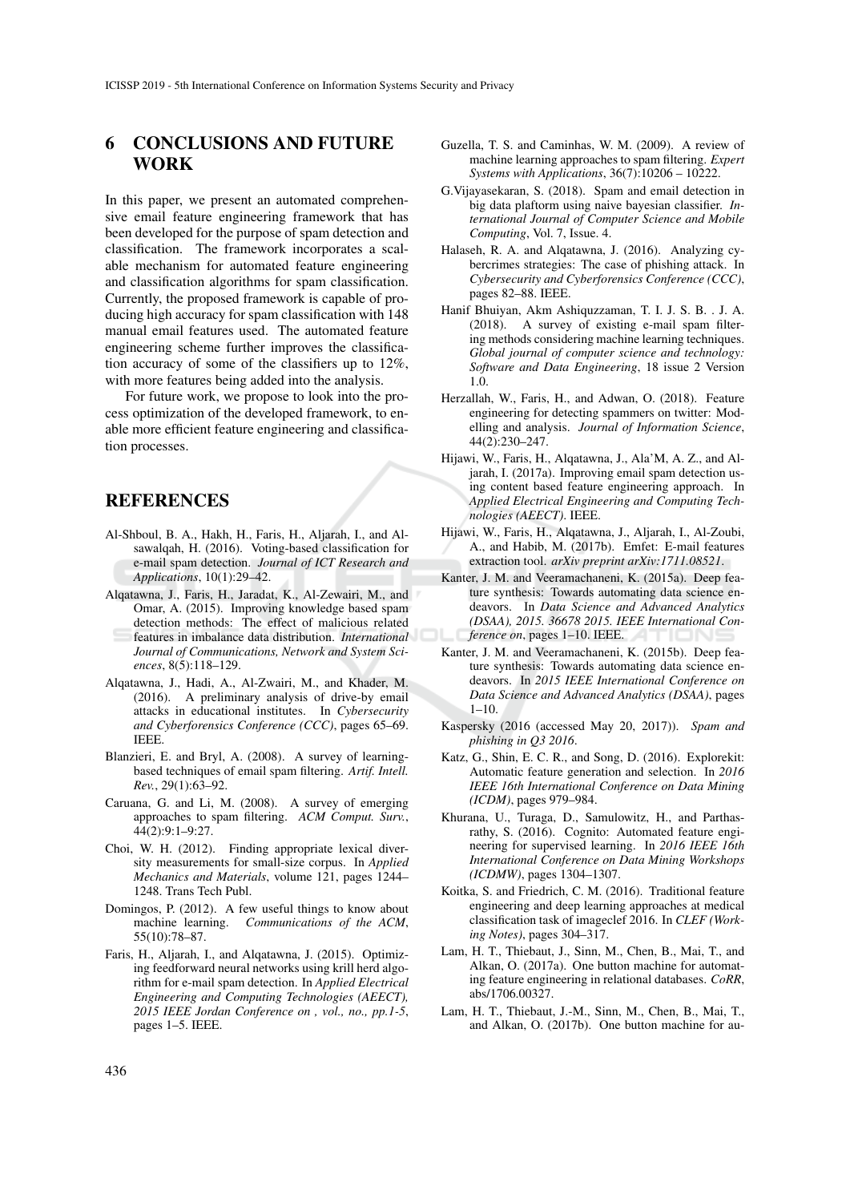## 6 CONCLUSIONS AND FUTURE WORK

In this paper, we present an automated comprehensive email feature engineering framework that has been developed for the purpose of spam detection and classification. The framework incorporates a scalable mechanism for automated feature engineering and classification algorithms for spam classification. Currently, the proposed framework is capable of producing high accuracy for spam classification with 148 manual email features used. The automated feature engineering scheme further improves the classification accuracy of some of the classifiers up to 12%, with more features being added into the analysis.

For future work, we propose to look into the process optimization of the developed framework, to enable more efficient feature engineering and classification processes.

## REFERENCES

Al-Shboul, B. A., Hakh, H., Faris, H., Aljarah, I., and Alsawalqah, H. (2016). Voting-based classification for e-mail spam detection. *Journal of ICT Research and Applications*, 10(1):29–42.

Alqatawna, J., Faris, H., Jaradat, K., Al-Zewairi, M., and Omar, A. (2015). Improving knowledge based spam detection methods: The effect of malicious related features in imbalance data distribution. *International Journal of Communications, Network and System Sciences*, 8(5):118–129.

Alqatawna, J., Hadi, A., Al-Zwairi, M., and Khader, M. (2016). A preliminary analysis of drive-by email attacks in educational institutes. In *Cybersecurity and Cyberforensics Conference (CCC)*, pages 65–69. IEEE.

Blanzieri, E. and Bryl, A. (2008). A survey of learning-based techniques of email spam filtering. *Artif. Intell. Rev.*, 29(1):63–92.

Caruana, G. and Li, M. (2008). A survey of emerging approaches to spam filtering. *ACM Comput. Surv.*, 44(2):9:1–9:27.

Choi, W. H. (2012). Finding appropriate lexical diversity measurements for small-size corpus. In *Applied Mechanics and Materials*, volume 121, pages 1244–1248. Trans Tech Publ.

Domingos, P. (2012). A few useful things to know about machine learning. *Communications of the ACM*, 55(10):78–87.

Faris, H., Aljarah, I., and Alqatawna, J. (2015). Optimizing feedforward neural networks using krill herd algorithm for e-mail spam detection. In *Applied Electrical Engineering and Computing Technologies (AEECT), 2015 IEEE Jordan Conference on , vol., no., pp.1-5*, pages 1–5. IEEE.

Guzella, T. S. and Caminhas, W. M. (2009). A review of machine learning approaches to spam filtering. *Expert Systems with Applications*, 36(7):10206 – 10222.

G.Vijayasekaran, S. (2018). Spam and email detection in big data plaftorm using naive bayesian classifier. *International Journal of Computer Science and Mobile Computing*, Vol. 7, Issue. 4.

Halaseh, R. A. and Alqatawna, J. (2016). Analyzing cybercrimes strategies: The case of phishing attack. In *Cybersecurity and Cyberforensics Conference (CCC)*, pages 82–88. IEEE.

Hanif Bhuiyan, Akm Ashiquzzaman, T. I. J. S. B. . J. A. (2018). A survey of existing e-mail spam filtering methods considering machine learning techniques. *Global journal of computer science and technology: Software and Data Engineering*, 18 issue 2 Version 1.0.

Herzallah, W., Faris, H., and Adwan, O. (2018). Feature engineering for detecting spammers on twitter: Modelling and analysis. *Journal of Information Science*, 44(2):230–247.

Hijawi, W., Faris, H., Alqatawna, J., Ala'M, A. Z., and Aljarah, I. (2017a). Improving email spam detection using content based feature engineering approach. In *Applied Electrical Engineering and Computing Technologies (AEECT)*. IEEE.

Hijawi, W., Faris, H., Alqatawna, J., Aljarah, I., Al-Zoubi, A., and Habib, M. (2017b). Emfet: E-mail features extraction tool. *arXiv preprint arXiv:1711.08521*.

Kanter, J. M. and Veeramachaneni, K. (2015a). Deep feature synthesis: Towards automating data science endeavors. In *Data Science and Advanced Analytics (DSAA), 2015. 36678 2015. IEEE International Conference on*, pages 1–10. IEEE.

Kanter, J. M. and Veeramachaneni, K. (2015b). Deep feature synthesis: Towards automating data science endeavors. In *2015 IEEE International Conference on Data Science and Advanced Analytics (DSAA)*, pages 1–10.

Kaspersky (2016 (accessed May 20, 2017)). *Spam and phishing in Q3 2016*.

Katz, G., Shin, E. C. R., and Song, D. (2016). Explorekit: Automatic feature generation and selection. In *2016 IEEE 16th International Conference on Data Mining (ICDM)*, pages 979–984.

Khurana, U., Turaga, D., Samulowitz, H., and Parthasrathy, S. (2016). Cognito: Automated feature engineering for supervised learning. In *2016 IEEE 16th International Conference on Data Mining Workshops (ICDMW)*, pages 1304–1307.

Koitka, S. and Friedrich, C. M. (2016). Traditional feature engineering and deep learning approaches at medical classification task of imageclef 2016. In *CLEF (Working Notes)*, pages 304–317.

Lam, H. T., Thiebaut, J., Sinn, M., Chen, B., Mai, T., and Alkan, O. (2017a). One button machine for automating feature engineering in relational databases. *CoRR*, abs/1706.00327.

Lam, H. T., Thiebaut, J.-M., Sinn, M., Chen, B., Mai, T., and Alkan, O. (2017b). One button machine for au-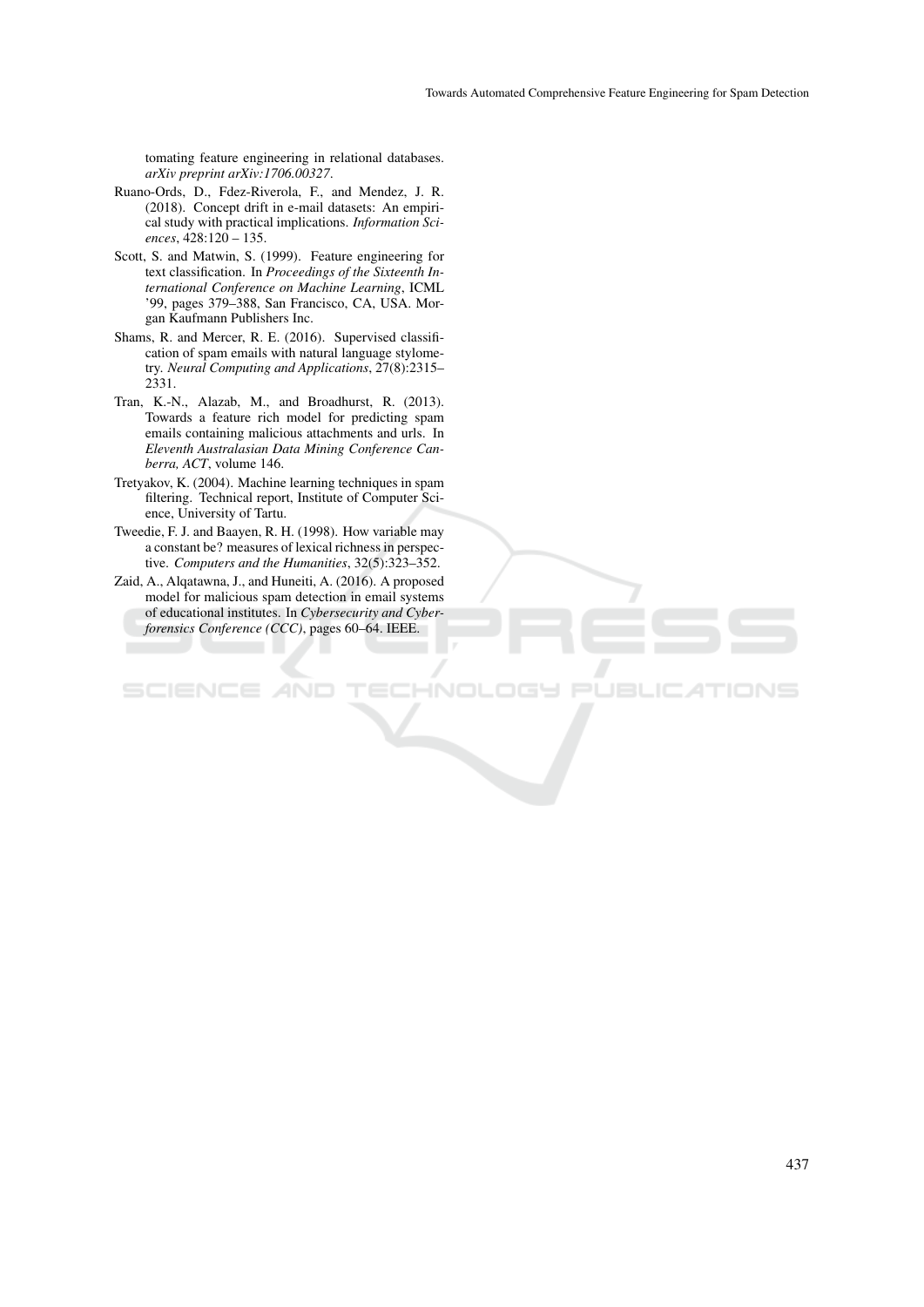tomating feature engineering in relational databases. *arXiv preprint arXiv:1706.00327*.

Ruano-Ords, D., Fdez-Riverola, F., and Mendez, J. R. (2018). Concept drift in e-mail datasets: An empirical study with practical implications. *Information Sciences*, 428:120 – 135.

Scott, S. and Matwin, S. (1999). Feature engineering for text classification. In *Proceedings of the Sixteenth International Conference on Machine Learning*, ICML '99, pages 379–388, San Francisco, CA, USA. Morgan Kaufmann Publishers Inc.

Shams, R. and Mercer, R. E. (2016). Supervised classification of spam emails with natural language stylometry. *Neural Computing and Applications*, 27(8):2315–2331.

Tran, K.-N., Alazab, M., and Broadhurst, R. (2013). Towards a feature rich model for predicting spam emails containing malicious attachments and urls. In *Eleventh Australasian Data Mining Conference Canberra, ACT*, volume 146.

Tretyakov, K. (2004). Machine learning techniques in spam filtering. Technical report, Institute of Computer Science, University of Tartu.

Tweedie, F. J. and Baayen, R. H. (1998). How variable may a constant be? measures of lexical richness in perspective. *Computers and the Humanities*, 32(5):323–352.

Zaid, A., Alqatawna, J., and Huneiti, A. (2016). A proposed model for malicious spam detection in email systems of educational institutes. In *Cybersecurity and Cyberforensics Conference (CCC)*, pages 60–64. IEEE.